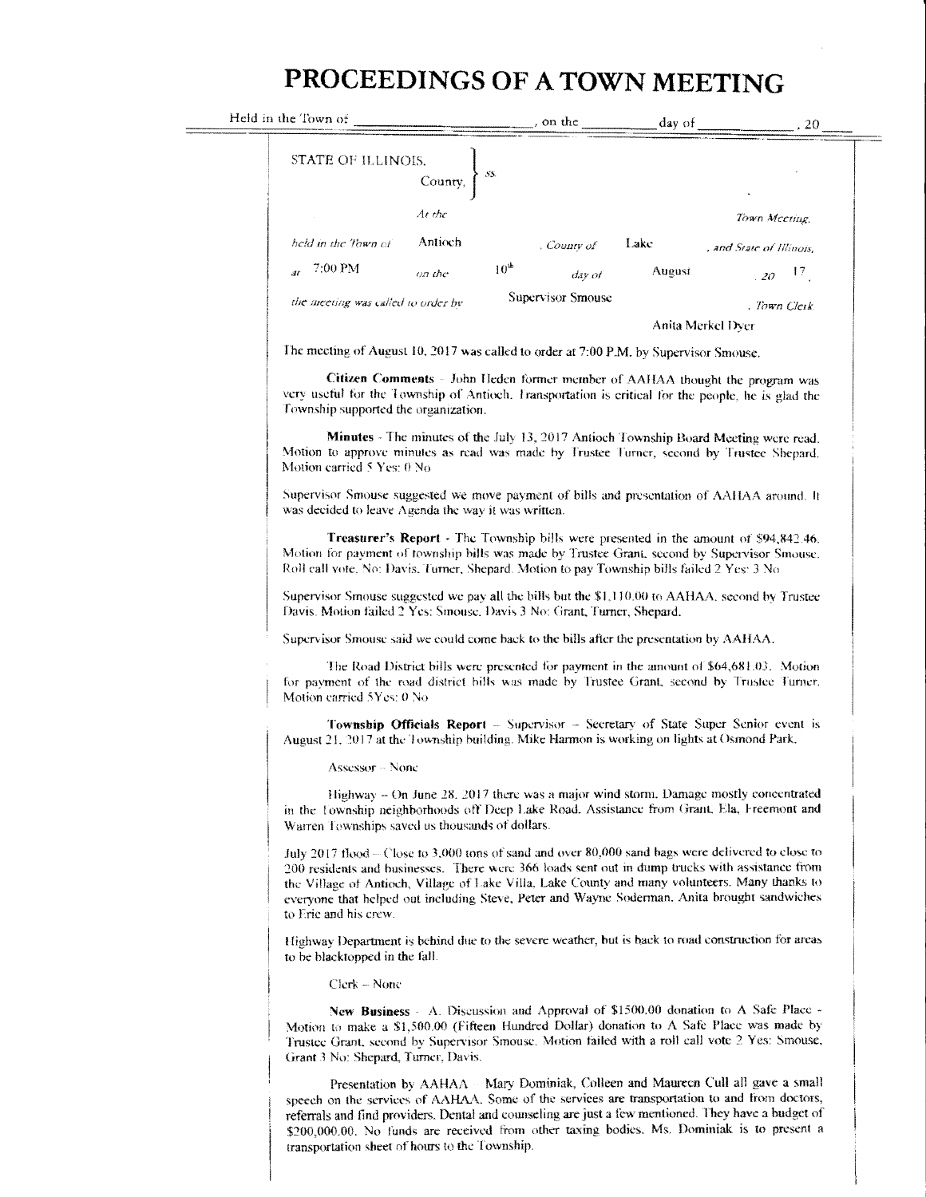# PROCEEDINGS OF A TOWN MEETING

Held in the Town of \_\_\_\_\_\_\_\_\_\_\_\_\_\_\_\_, on the \_\_\_\_\_\_\_ day of \_\_\_\_\_\_\_\_\_\_, 20\_\_\_

STATE OF ILLINOIS, County, } ss.

*At the* *Town Meeting,*

*held in the Town of* Antioch *, County of* Lake *, and State of Illinois,*

*at* 7:00 PM *on the* 10th *day of* August *, 20* 17*,*

*the meeting was called to order by* Supervisor Smouse *, Town Clerk* Anita Merkel Dyer

The meeting of August 10, 2017 was called to order at 7:00 P.M. by Supervisor Smouse.

**Citizen Comments** – John Heden former member of AAHAA thought the program was very useful for the Township of Antioch. Transportation is critical for the people, he is glad the Township supported the organization.

**Minutes** - The minutes of the July 13, 2017 Antioch Township Board Meeting were read. Motion to approve minutes as read was made by Trustee Turner, second by Trustee Shepard. Motion carried 5 Yes: 0 No

Supervisor Smouse suggested we move payment of bills and presentation of AAHAA around. It was decided to leave Agenda the way it was written.

**Treasurer's Report** - The Township bills were presented in the amount of $94,842.46. Motion for payment of township bills was made by Trustee Grant, second by Supervisor Smouse. Roll call vote. No: Davis, Turner, Shepard. Motion to pay Township bills failed 2 Yes: 3 No

Supervisor Smouse suggested we pay all the bills but the $1,110.00 to AAHAA, second by Trustee Davis. Motion failed 2 Yes: Smouse, Davis 3 No: Grant, Turner, Shepard.

Supervisor Smouse said we could come back to the bills after the presentation by AAHAA.

The Road District bills were presented for payment in the amount of $64,681.03. Motion for payment of the road district bills was made by Trustee Grant, second by Trustee Turner. Motion carried 5Yes: 0 No

**Township Officials Report** – Supervisor – Secretary of State Super Senior event is August 21, 2017 at the Township building. Mike Harmon is working on lights at Osmond Park.

Assessor – None

Highway – On June 28, 2017 there was a major wind storm. Damage mostly concentrated in the Township neighborhoods off Deep Lake Road. Assistance from Grant, Ela, Freemont and Warren Townships saved us thousands of dollars.

July 2017 flood – Close to 3,000 tons of sand and over 80,000 sand bags were delivered to close to 200 residents and businesses. There were 366 loads sent out in dump trucks with assistance from the Village of Antioch, Village of Lake Villa, Lake County and many volunteers. Many thanks to everyone that helped out including Steve, Peter and Wayne Soderman. Anita brought sandwiches to Eric and his crew.

Highway Department is behind due to the severe weather, but is back to road construction for areas to be blacktopped in the fall.

Clerk – None

**New Business** – A. Discussion and Approval of $1500.00 donation to A Safe Place - Motion to make a $1,500.00 (Fifteen Hundred Dollar) donation to A Safe Place was made by Trustee Grant, second by Supervisor Smouse. Motion failed with a roll call vote 2 Yes: Smouse, Grant 3 No: Shepard, Turner, Davis.

Presentation by AAHAA – Mary Dominiak, Colleen and Maureen Cull all gave a small speech on the services of AAHAA. Some of the services are transportation to and from doctors, referrals and find providers. Dental and counseling are just a few mentioned. They have a budget of $200,000.00. No funds are received from other taxing bodies. Ms. Dominiak is to present a transportation sheet of hours to the Township.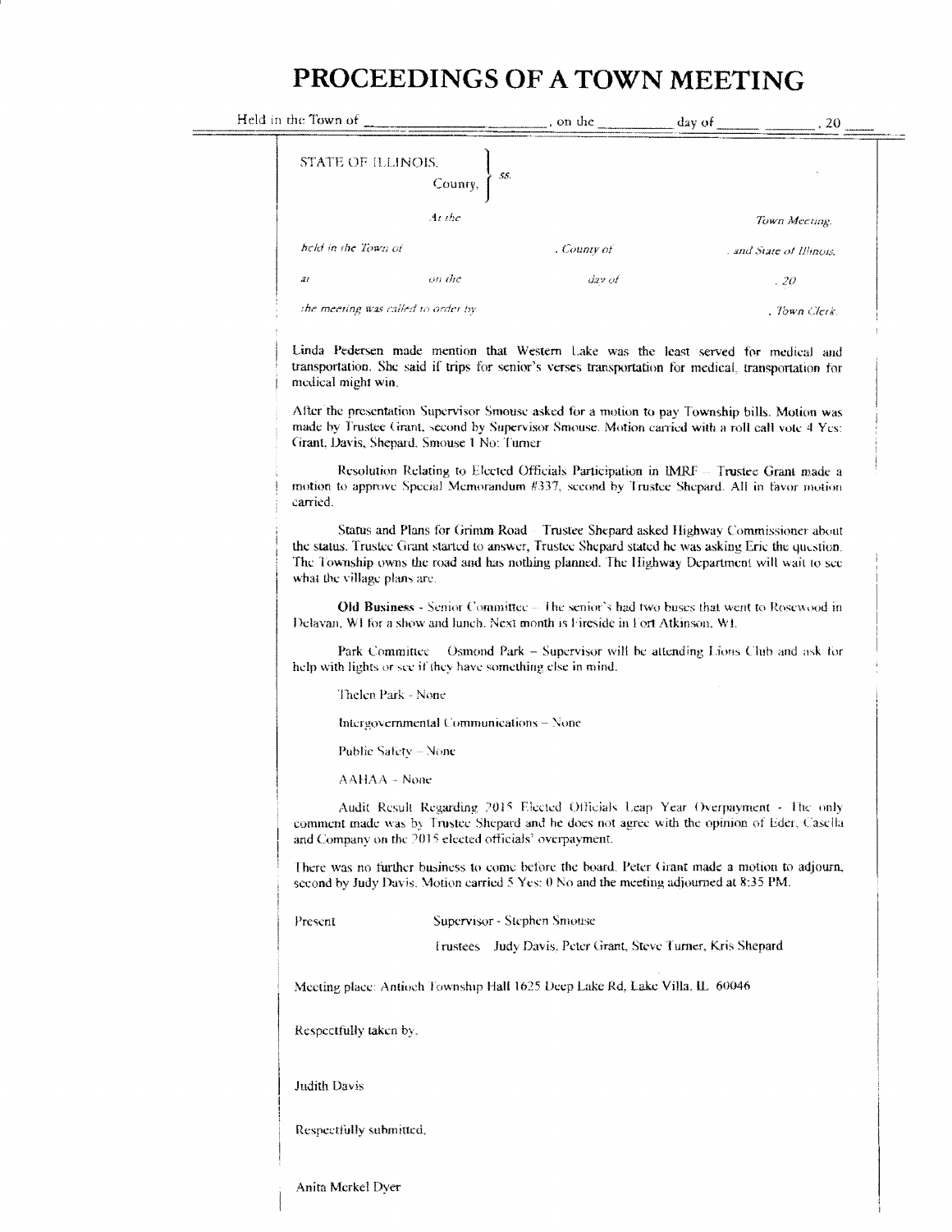# PROCEEDINGS OF A TOWN MEETING

Held in the Town of \_\_\_\_\_\_\_\_\_\_\_\_\_\_\_\_\_\_\_\_, on the \_\_\_\_\_\_\_\_ day of \_\_\_\_\_\_\_\_\_\_\_\_, 20 \_\_\_\_

STATE OF ILLINOIS,
County, } ss.

*At the* *Town Meeting,*

*held in the Town of* *, County of* *, and State of Illinois,*

*at* *on the* *day of* *, 20*

*the meeting was called to order by* *, Town Clerk.*

Linda Pedersen made mention that Western Lake was the least served for medical and transportation. She said if trips for senior's verses transportation for medical, transportation for medical might win.

After the presentation Supervisor Smouse asked for a motion to pay Township bills. Motion was made by Trustee Grant, second by Supervisor Smouse. Motion carried with a roll call vote 4 Yes: Grant, Davis, Shepard, Smouse 1 No: Turner

Resolution Relating to Elected Officials Participation in IMRF – Trustee Grant made a motion to approve Special Memorandum #337, second by Trustee Shepard. All in favor motion carried.

Status and Plans for Grimm Road – Trustee Shepard asked Highway Commissioner about the status. Trustee Grant started to answer, Trustee Shepard stated he was asking Eric the question. The Township owns the road and has nothing planned. The Highway Department will wait to see what the village plans are.

**Old Business** - Senior Committee – The senior's had two buses that went to Rosewood in Delavan, WI for a show and lunch. Next month is Fireside in Fort Atkinson, WI.

Park Committee – Osmond Park – Supervisor will be attending Lions Club and ask for help with lights or see if they have something else in mind.

Thelen Park - None

Intergovernmental Communications – None

Public Safety – None

AAHAA – None

Audit Result Regarding 2015 Elected Officials Leap Year Overpayment - The only comment made was by Trustee Shepard and he does not agree with the opinion of Eder, Casella and Company on the 2015 elected officials' overpayment.

There was no further business to come before the board. Peter Grant made a motion to adjourn, second by Judy Davis. Motion carried 5 Yes: 0 No and the meeting adjourned at 8:35 PM.

Present Supervisor - Stephen Smouse

Trustees Judy Davis, Peter Grant, Steve Turner, Kris Shepard

Meeting place: Antioch Township Hall 1625 Deep Lake Rd, Lake Villa, IL 60046

Respectfully taken by,

Judith Davis

Respectfully submitted,

Anita Merkel Dyer